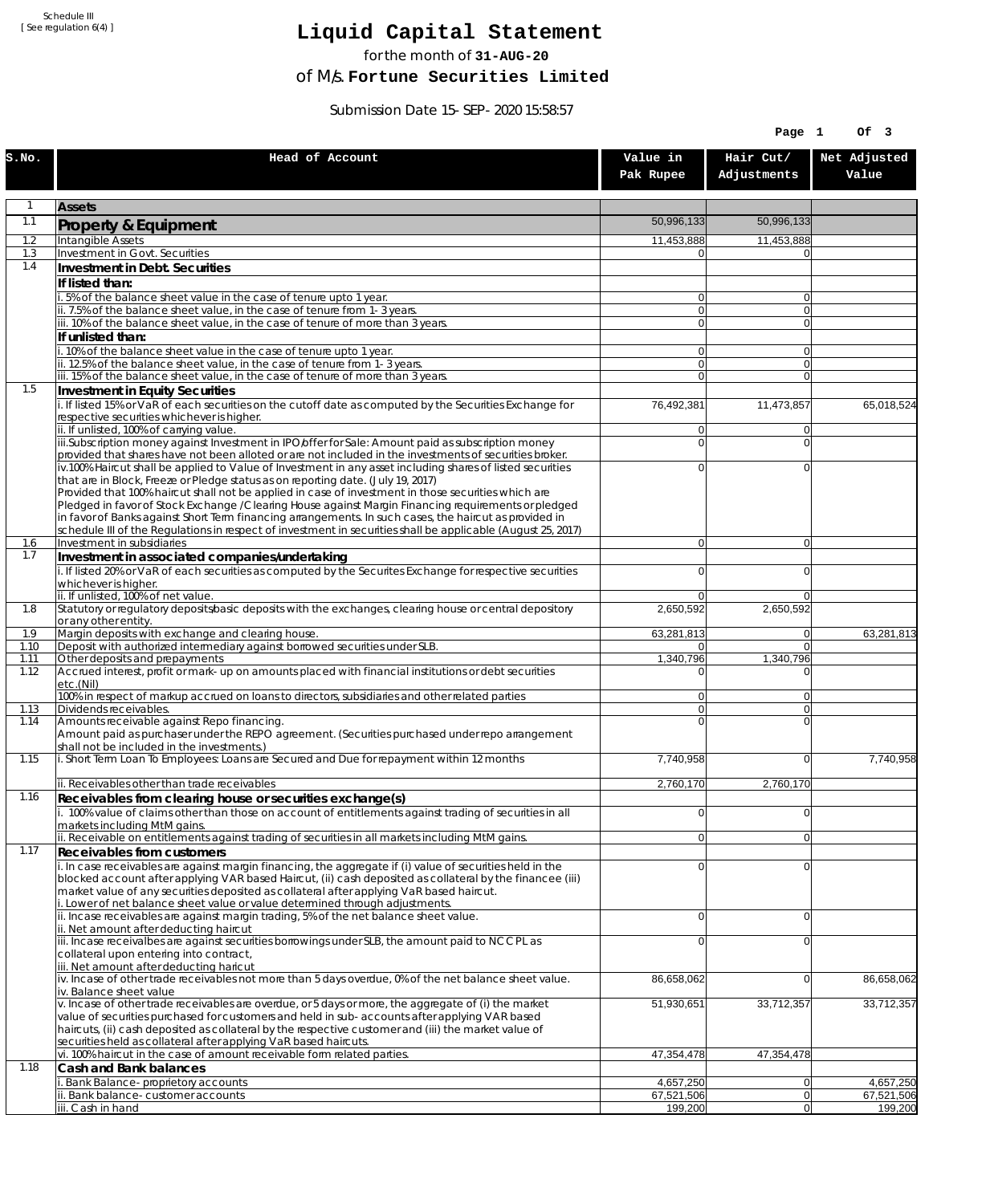Schedule III
[ See regulation 6(4) ]

# Liquid Capital Statement

for the month of **31-AUG-20**

of M/s. **Fortune Securities Limited**

Submission Date 15-SEP-2020 15:58:57

| S.No. | Head of Account | Value in Pak Rupee | Hair Cut/ Adjustments | Net Adjusted Value |
|---|---|---|---|---|
| 1 | **Assets** | | | |
| 1.1 | **Property & Equipment** | 50,996,133 | 50,996,133 | |
| 1.2 | Intangible Assets | 11,453,888 | 11,453,888 | |
| 1.3 | Investment in Govt. Securities | 0 | 0 | |
| 1.4 | **Investment in Debt. Securities** | | | |
| | **If listed than:** | | | |
| | i. 5% of the balance sheet value in the case of tenure upto 1 year. | 0 | 0 | |
| | ii. 7.5% of the balance sheet value, in the case of tenure from 1-3 years. | 0 | 0 | |
| | iii. 10% of the balance sheet value, in the case of tenure of more than 3 years. | 0 | 0 | |
| | **If unlisted than:** | | | |
| | i. 10% of the balance sheet value in the case of tenure upto 1 year. | 0 | 0 | |
| | ii. 12.5% of the balance sheet value, in the case of tenure from 1-3 years. | 0 | 0 | |
| | iii. 15% of the balance sheet value, in the case of tenure of more than 3 years. | 0 | 0 | |
| 1.5 | **Investment in Equity Securities** | | | |
| | i. If listed 15% or VaR of each securities on the cutoff date as computed by the Securities Exchange for respective securities whichever is higher. | 76,492,381 | 11,473,857 | 65,018,524 |
| | ii. If unlisted, 100% of carrying value. | 0 | 0 | |
| | iii.Subscription money against Investment in IPO/offer for Sale: Amount paid as subscription money provided that shares have not been alloted or are not included in the investments of securities broker. | 0 | 0 | |
| | iv.100% Haircut shall be applied to Value of Investment in any asset including shares of listed securities that are in Block, Freeze or Pledge status as on reporting date. (July 19, 2017)<br>Provided that 100% haircut shall not be applied in case of investment in those securities which are Pledged in favor of Stock Exchange / Clearing House against Margin Financing requirements or pledged in favor of Banks against Short Term financing arrangements. In such cases, the haircut as provided in schedule III of the Regulations in respect of investment in securities shall be applicable (August 25, 2017) | 0 | 0 | |
| 1.6 | Investment in subsidiaries | 0 | 0 | |
| 1.7 | **Investment in associated companies/undertaking** | | | |
| | i. If listed 20% or VaR of each securities as computed by the Securites Exchange for respective securities whichever is higher. | 0 | 0 | |
| | ii. If unlisted, 100% of net value. | 0 | 0 | |
| 1.8 | Statutory or regulatory deposits/basic deposits with the exchanges, clearing house or central depository or any other entity. | 2,650,592 | 2,650,592 | |
| 1.9 | Margin deposits with exchange and clearing house. | 63,281,813 | 0 | 63,281,813 |
| 1.10 | Deposit with authorized intermediary against borrowed securities under SLB. | 0 | 0 | |
| 1.11 | Other deposits and prepayments | 1,340,796 | 1,340,796 | |
| 1.12 | Accrued interest, profit or mark-up on amounts placed with financial institutions or debt securities etc.(Nil) | 0 | 0 | |
| | 100% in respect of markup accrued on loans to directors, subsidiaries and other related parties | 0 | 0 | |
| 1.13 | Dividends receivables. | 0 | 0 | |
| 1.14 | Amounts receivable against Repo financing.<br>Amount paid as purchaser under the REPO agreement. (Securities purchased under repo arrangement shall not be included in the investments.) | 0 | 0 | |
| 1.15 | i. Short Term Loan To Employees: Loans are Secured and Due for repayment within 12 months | 7,740,958 | 0 | 7,740,958 |
| | ii. Receivables other than trade receivables | 2,760,170 | 2,760,170 | |
| 1.16 | **Receivables from clearing house or securities exchange(s)** | | | |
| | i. 100% value of claims other than those on account of entitlements against trading of securities in all markets including MtM gains. | 0 | 0 | |
| | ii. Receivable on entitlements against trading of securities in all markets including MtM gains. | 0 | 0 | |
| 1.17 | **Receivables from customers** | | | |
| | i. In case receivables are against margin financing, the aggregate if (i) value of securities held in the blocked account after applying VAR based Haircut, (ii) cash deposited as collateral by the financee (iii) market value of any securities deposited as collateral after applying VaR based haircut.<br>i. Lower of net balance sheet value or value determined through adjustments. | 0 | 0 | |
| | ii. Incase receivables are against margin trading, 5% of the net balance sheet value.<br>ii. Net amount after deducting haircut | 0 | 0 | |
| | iii. Incase receivalbes are against securities borrowings under SLB, the amount paid to NCCPL as collateral upon entering into contract,<br>iii. Net amount after deducting haricut | 0 | 0 | |
| | iv. Incase of other trade receivables not more than 5 days overdue, 0% of the net balance sheet value.<br>iv. Balance sheet value | 86,658,062 | 0 | 86,658,062 |
| | v. Incase of other trade receivables are overdue, or 5 days or more, the aggregate of (i) the market value of securities purchased for customers and held in sub-accounts after applying VAR based haircuts, (ii) cash deposited as collateral by the respective customer and (iii) the market value of securities held as collateral after applying VaR based haircuts. | 51,930,651 | 33,712,357 | 33,712,357 |
| | vi. 100% haircut in the case of amount receivable form related parties. | 47,354,478 | 47,354,478 | |
| 1.18 | **Cash and Bank balances** | | | |
| | i. Bank Balance-proprietory accounts | 4,657,250 | 0 | 4,657,250 |
| | ii. Bank balance-customer accounts | 67,521,506 | 0 | 67,521,506 |
| | iii. Cash in hand | 199,200 | 0 | 199,200 |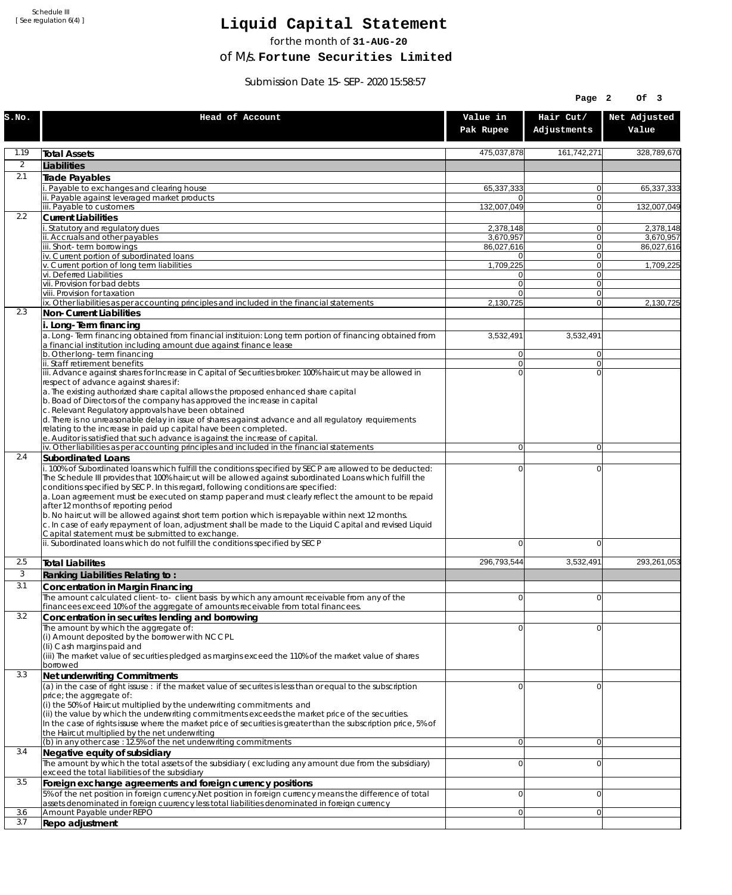Schedule III
[ See regulation 6(4) ]

# Liquid Capital Statement

for the month of **31-AUG-20**

of M/s. **Fortune Securities Limited**

Submission Date 15-SEP-2020 15:58:57

| S.No. | Head of Account | Value in Pak Rupee | Hair Cut/ Adjustments | Net Adjusted Value |
|---|---|---|---|---|
| 1.19 | **Total Assets** | 475,037,878 | 161,742,271 | 328,789,670 |
| 2 | **Liabilities** | | | |
| 2.1 | **Trade Payables** | | | |
| | i. Payable to exchanges and clearing house | 65,337,333 | 0 | 65,337,333 |
| | ii. Payable against leveraged market products | 0 | 0 | |
| | iii. Payable to customers | 132,007,049 | 0 | 132,007,049 |
| 2.2 | **Current Liabilities** | | | |
| | i. Statutory and regulatory dues | 2,378,148 | 0 | 2,378,148 |
| | ii. Accruals and other payables | 3,670,957 | 0 | 3,670,957 |
| | iii. Short-term borrowings | 86,027,616 | 0 | 86,027,616 |
| | iv. Current portion of subordinated loans | 0 | 0 | |
| | v. Current portion of long term liabilities | 1,709,225 | 0 | 1,709,225 |
| | vi. Deferred Liabilities | 0 | 0 | |
| | vii. Provision for bad debts | 0 | 0 | |
| | viii. Provision for taxation | 0 | 0 | |
| | ix. Other liabilities as per accounting principles and included in the financial statements | 2,130,725 | 0 | 2,130,725 |
| 2.3 | **Non-Current Liabilities** | | | |
| | **i. Long-Term financing** | | | |
| | a. Long-Term financing obtained from financial instituion: Long term portion of financing obtained from a financial institution including amount due against finance lease | 3,532,491 | 3,532,491 | |
| | b. Other long-term financing | 0 | 0 | |
| | ii. Staff retirement benefits | 0 | 0 | |
| | iii. Advance against shares for Increase in Capital of Securities broker: 100% haircut may be allowed in respect of advance against shares if:<br>a. The existing authorized share capital allows the proposed enhanced share capital<br>b. Boad of Directors of the company has approved the increase in capital<br>c. Relevant Regulatory approvals have been obtained<br>d. There is no unreasonable delay in issue of shares against advance and all regulatory requirements relating to the increase in paid up capital have been completed.<br>e. Auditor is satisfied that such advance is against the increase of capital. | 0 | 0 | |
| | iv. Other liabilities as per accounting principles and included in the financial statements | 0 | 0 | |
| 2.4 | **Subordinated Loans** | | | |
| | i. 100% of Subordinated loans which fulfill the conditions specified by SECP are allowed to be deducted:<br>The Schedule III provides that 100% haircut will be allowed against subordinated Loans which fulfill the conditions specified by SECP. In this regard, following conditions are specified:<br>a. Loan agreement must be executed on stamp paper and must clearly reflect the amount to be repaid after 12 months of reporting period<br>b. No haircut will be allowed against short term portion which is repayable within next 12 months.<br>c. In case of early repayment of loan, adjustment shall be made to the Liquid Capital and revised Liquid Capital statement must be submitted to exchange. | 0 | 0 | |
| | ii. Subordinated loans which do not fulfill the conditions specified by SECP | 0 | 0 | |
| 2.5 | **Total Liabilites** | 296,793,544 | 3,532,491 | 293,261,053 |
| 3 | **Ranking Liabilities Relating to :** | | | |
| 3.1 | **Concentration in Margin Financing** | | | |
| | The amount calculated client-to- client basis by which any amount receivable from any of the financees exceed 10% of the aggregate of amounts receivable from total financees. | 0 | 0 | |
| 3.2 | **Concentration in securites lending and borrowing** | | | |
| | The amount by which the aggregate of:<br>(i) Amount deposited by the borrower with NCCPL<br>(Ii) Cash margins paid and<br>(iii) The market value of securities pledged as margins exceed the 110% of the market value of shares borrowed | 0 | 0 | |
| 3.3 | **Net underwriting Commitments** | | | |
| | (a) in the case of right issuse : if the market value of securites is less than or equal to the subscription price; the aggregate of:<br>(i) the 50% of Haircut multiplied by the underwriting commitments and<br>(ii) the value by which the underwriting commitments exceeds the market price of the securities.<br>In the case of rights issuse where the market price of securities is greater than the subscription price, 5% of the Haircut multiplied by the net underwriting | 0 | 0 | |
| | (b) in any other case : 12.5% of the net underwriting commitments | 0 | 0 | |
| 3.4 | **Negative equity of subsidiary** | | | |
| | The amount by which the total assets of the subsidiary ( excluding any amount due from the subsidiary) exceed the total liabilities of the subsidiary | 0 | 0 | |
| 3.5 | **Foreign exchange agreements and foreign currency positions** | | | |
| | 5% of the net position in foreign currency.Net position in foreign currency means the difference of total assets denominated in foreign cuurency less total liabilities denominated in foreign currency | 0 | 0 | |
| 3.6 | Amount Payable under REPO | 0 | 0 | |
| 3.7 | **Repo adjustment** | | | |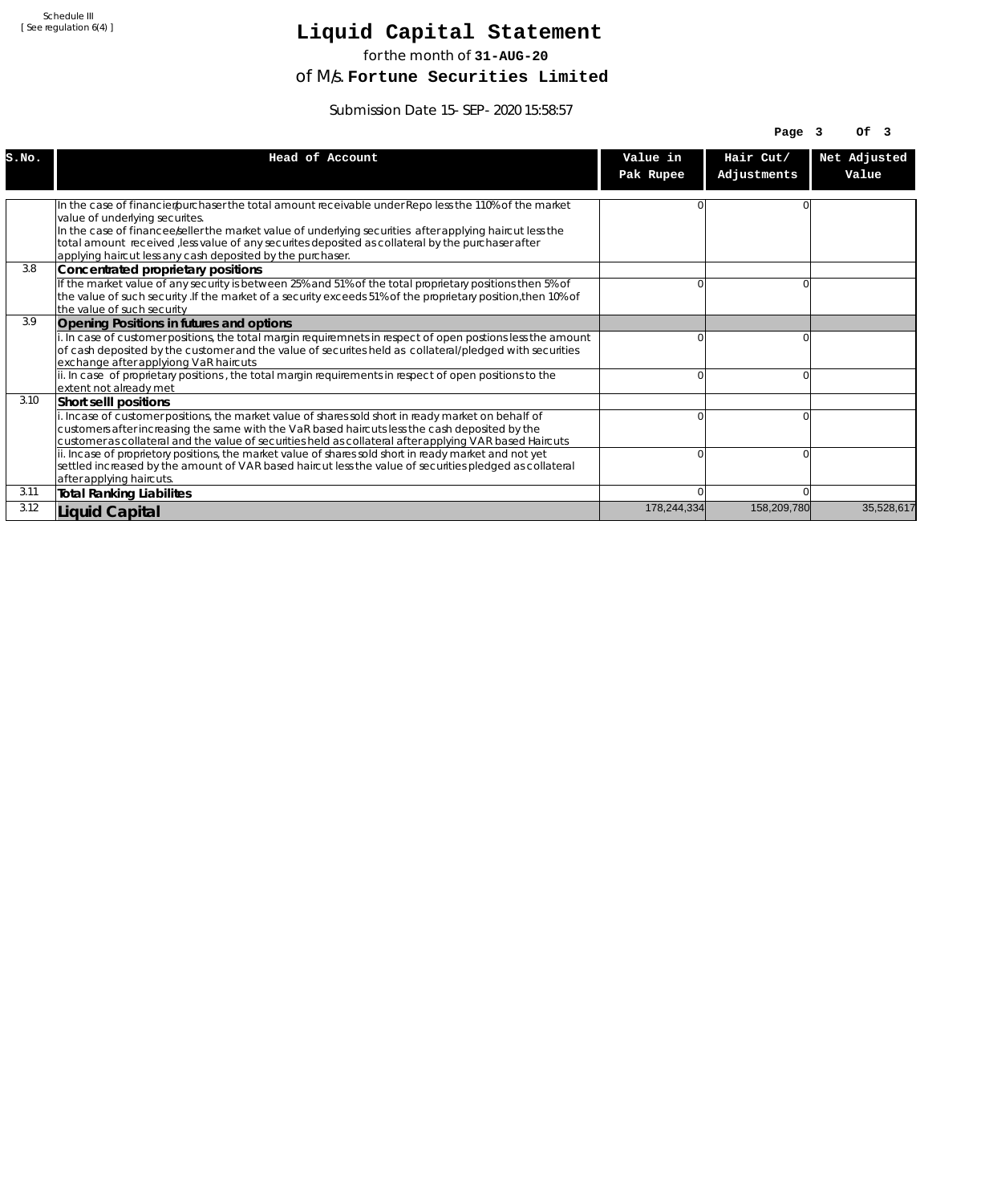Schedule III
[ See regulation 6(4) ]

# Liquid Capital Statement

for the month of **31-AUG-20**

of M/s. **Fortune Securities Limited**

Submission Date 15-SEP-2020 15:58:57

| S.No. | Head of Account | Value in Pak Rupee | Hair Cut/ Adjustments | Net Adjusted Value |
|---|---|---|---|---|
| | In the case of financier/purchaser the total amount receivable under Repo less the 110% of the market value of underlying securities.<br>In the case of financee/seller the market value of underlying securities after applying haircut less the total amount received ,less value of any securites deposited as collateral by the purchaser after applying haircut less any cash deposited by the purchaser. | 0 | 0 | |
| 3.8 | **Concentrated proprietary positions** | | | |
| | If the market value of any security is between 25% and 51% of the total proprietary positions then 5% of the value of such security .If the market of a security exceeds 51% of the proprietary position,then 10% of the value of such security | 0 | 0 | |
| 3.9 | **Opening Positions in futures and options** | | | |
| | i. In case of customer positions, the total margin requiremnets in respect of open postions less the amount of cash deposited by the customer and the value of securites held as collateral/pledged with securities exchange after applyiong VaR haircuts | 0 | 0 | |
| | ii. In case of proprietary positions , the total margin requirements in respect of open positions to the extent not already met | 0 | 0 | |
| 3.10 | **Short selll positions** | | | |
| | i. Incase of customer positions, the market value of shares sold short in ready market on behalf of customers after increasing the same with the VaR based haircuts less the cash deposited by the customer as collateral and the value of securities held as collateral after applying VAR based Haircuts | 0 | 0 | |
| | ii. Incase of proprietory positions, the market value of shares sold short in ready market and not yet settled increased by the amount of VAR based haircut less the value of securities pledged as collateral after applying haircuts. | 0 | 0 | |
| 3.11 | **Total Ranking Liabilites** | 0 | 0 | |
| 3.12 | **Liquid Capital** | 178,244,334 | 158,209,780 | 35,528,617 |